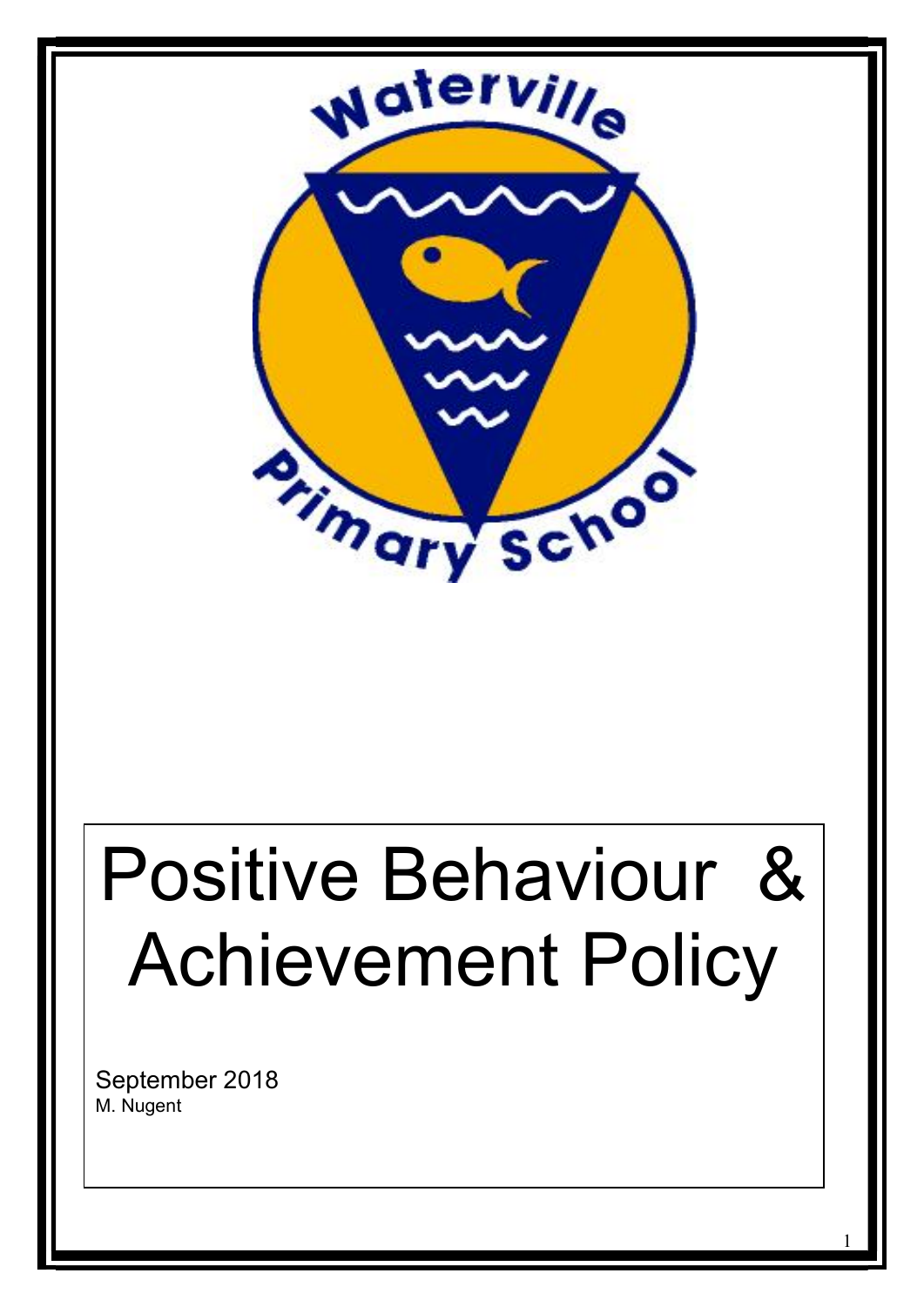Waterville Primary School

# Positive Behaviour & Achievement Policy

September 2018
M. Nugent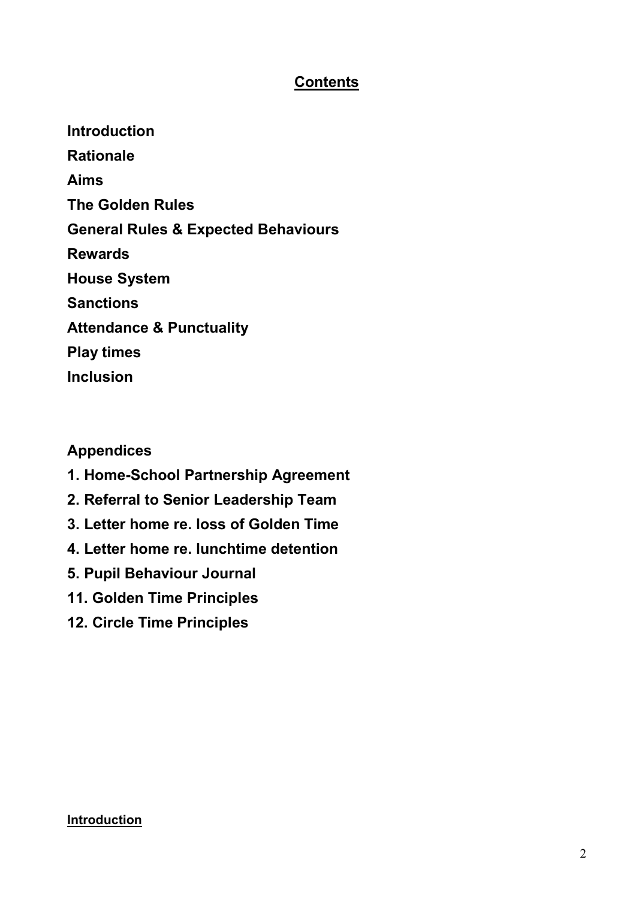# Contents

**Introduction**

**Rationale**

**Aims**

**The Golden Rules**

**General Rules & Expected Behaviours**

**Rewards**

**House System**

**Sanctions**

**Attendance & Punctuality**

**Play times**

**Inclusion**

**Appendices**

1. **Home-School Partnership Agreement**
2. **Referral to Senior Leadership Team**
3. **Letter home re. loss of Golden Time**
4. **Letter home re. lunchtime detention**
5. **Pupil Behaviour Journal**

11. **Golden Time Principles**
12. **Circle Time Principles**

## Introduction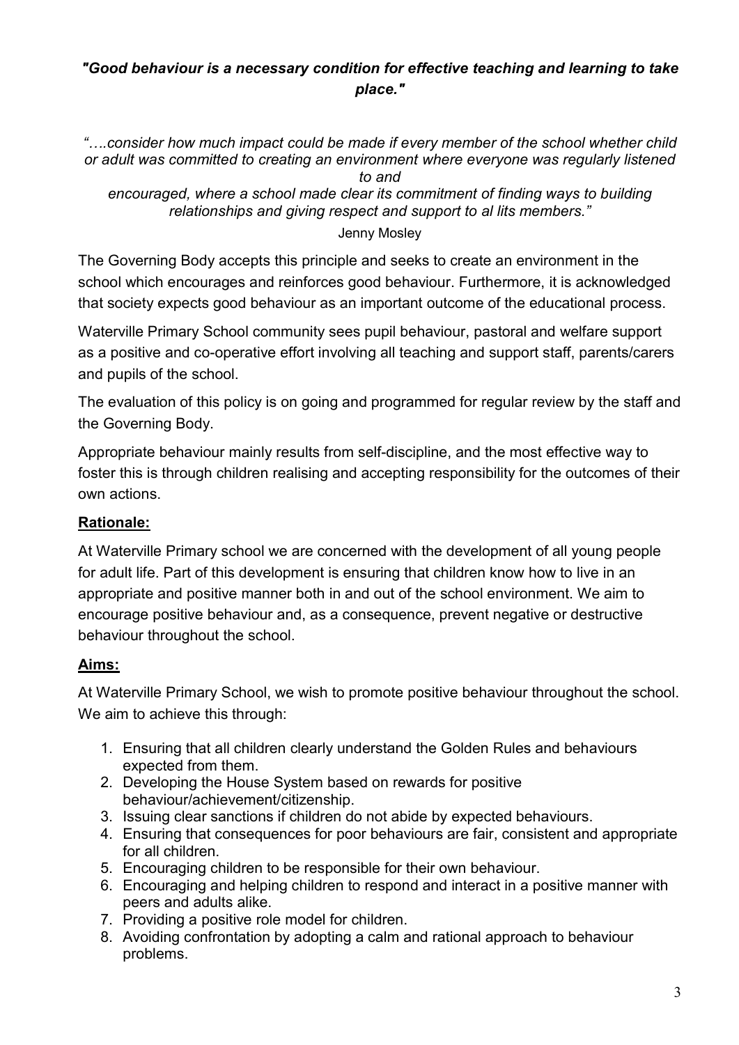***"Good behaviour is a necessary condition for effective teaching and learning to take place."***

*"….consider how much impact could be made if every member of the school whether child or adult was committed to creating an environment where everyone was regularly listened to and encouraged, where a school made clear its commitment of finding ways to building relationships and giving respect and support to al lits members."*

Jenny Mosley

The Governing Body accepts this principle and seeks to create an environment in the school which encourages and reinforces good behaviour. Furthermore, it is acknowledged that society expects good behaviour as an important outcome of the educational process.

Waterville Primary School community sees pupil behaviour, pastoral and welfare support as a positive and co-operative effort involving all teaching and support staff, parents/carers and pupils of the school.

The evaluation of this policy is on going and programmed for regular review by the staff and the Governing Body.

Appropriate behaviour mainly results from self-discipline, and the most effective way to foster this is through children realising and accepting responsibility for the outcomes of their own actions.

## **Rationale:**

At Waterville Primary school we are concerned with the development of all young people for adult life. Part of this development is ensuring that children know how to live in an appropriate and positive manner both in and out of the school environment. We aim to encourage positive behaviour and, as a consequence, prevent negative or destructive behaviour throughout the school.

## **Aims:**

At Waterville Primary School, we wish to promote positive behaviour throughout the school. We aim to achieve this through:

1. Ensuring that all children clearly understand the Golden Rules and behaviours expected from them.
2. Developing the House System based on rewards for positive behaviour/achievement/citizenship.
3. Issuing clear sanctions if children do not abide by expected behaviours.
4. Ensuring that consequences for poor behaviours are fair, consistent and appropriate for all children.
5. Encouraging children to be responsible for their own behaviour.
6. Encouraging and helping children to respond and interact in a positive manner with peers and adults alike.
7. Providing a positive role model for children.
8. Avoiding confrontation by adopting a calm and rational approach to behaviour problems.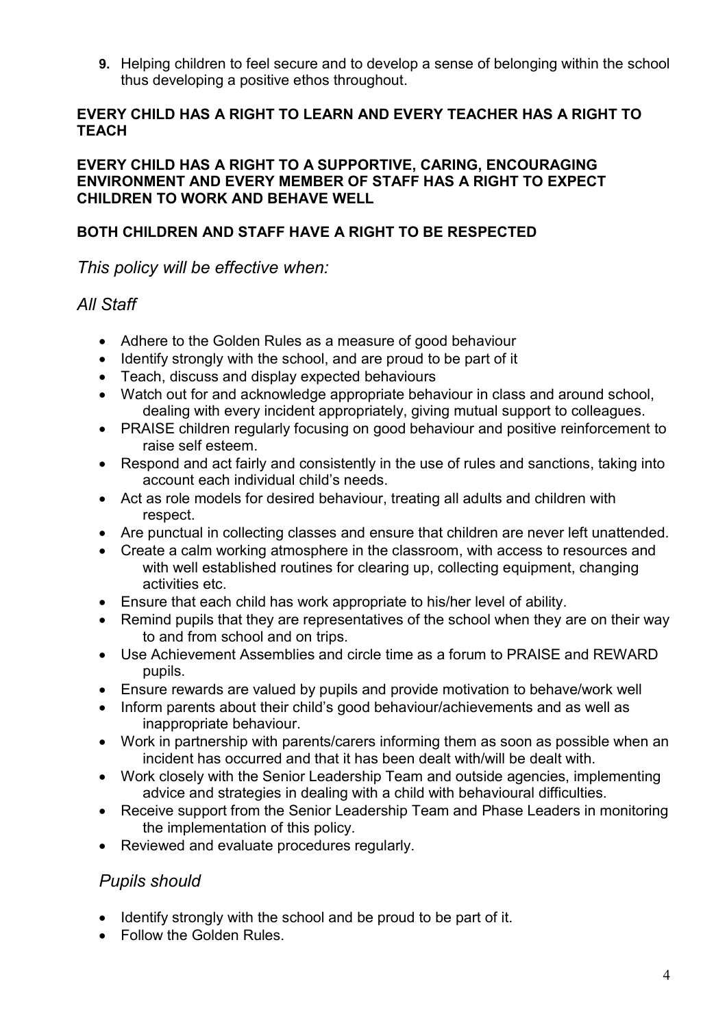9. Helping children to feel secure and to develop a sense of belonging within the school thus developing a positive ethos throughout.

**EVERY CHILD HAS A RIGHT TO LEARN AND EVERY TEACHER HAS A RIGHT TO TEACH**

**EVERY CHILD HAS A RIGHT TO A SUPPORTIVE, CARING, ENCOURAGING ENVIRONMENT AND EVERY MEMBER OF STAFF HAS A RIGHT TO EXPECT CHILDREN TO WORK AND BEHAVE WELL**

**BOTH CHILDREN AND STAFF HAVE A RIGHT TO BE RESPECTED**

*This policy will be effective when:*

*All Staff*

- Adhere to the Golden Rules as a measure of good behaviour
- Identify strongly with the school, and are proud to be part of it
- Teach, discuss and display expected behaviours
- Watch out for and acknowledge appropriate behaviour in class and around school, dealing with every incident appropriately, giving mutual support to colleagues.
- PRAISE children regularly focusing on good behaviour and positive reinforcement to raise self esteem.
- Respond and act fairly and consistently in the use of rules and sanctions, taking into account each individual child's needs.
- Act as role models for desired behaviour, treating all adults and children with respect.
- Are punctual in collecting classes and ensure that children are never left unattended.
- Create a calm working atmosphere in the classroom, with access to resources and with well established routines for clearing up, collecting equipment, changing activities etc.
- Ensure that each child has work appropriate to his/her level of ability.
- Remind pupils that they are representatives of the school when they are on their way to and from school and on trips.
- Use Achievement Assemblies and circle time as a forum to PRAISE and REWARD pupils.
- Ensure rewards are valued by pupils and provide motivation to behave/work well
- Inform parents about their child's good behaviour/achievements and as well as inappropriate behaviour.
- Work in partnership with parents/carers informing them as soon as possible when an incident has occurred and that it has been dealt with/will be dealt with.
- Work closely with the Senior Leadership Team and outside agencies, implementing advice and strategies in dealing with a child with behavioural difficulties.
- Receive support from the Senior Leadership Team and Phase Leaders in monitoring the implementation of this policy.
- Reviewed and evaluate procedures regularly.

*Pupils should*

- Identify strongly with the school and be proud to be part of it.
- Follow the Golden Rules.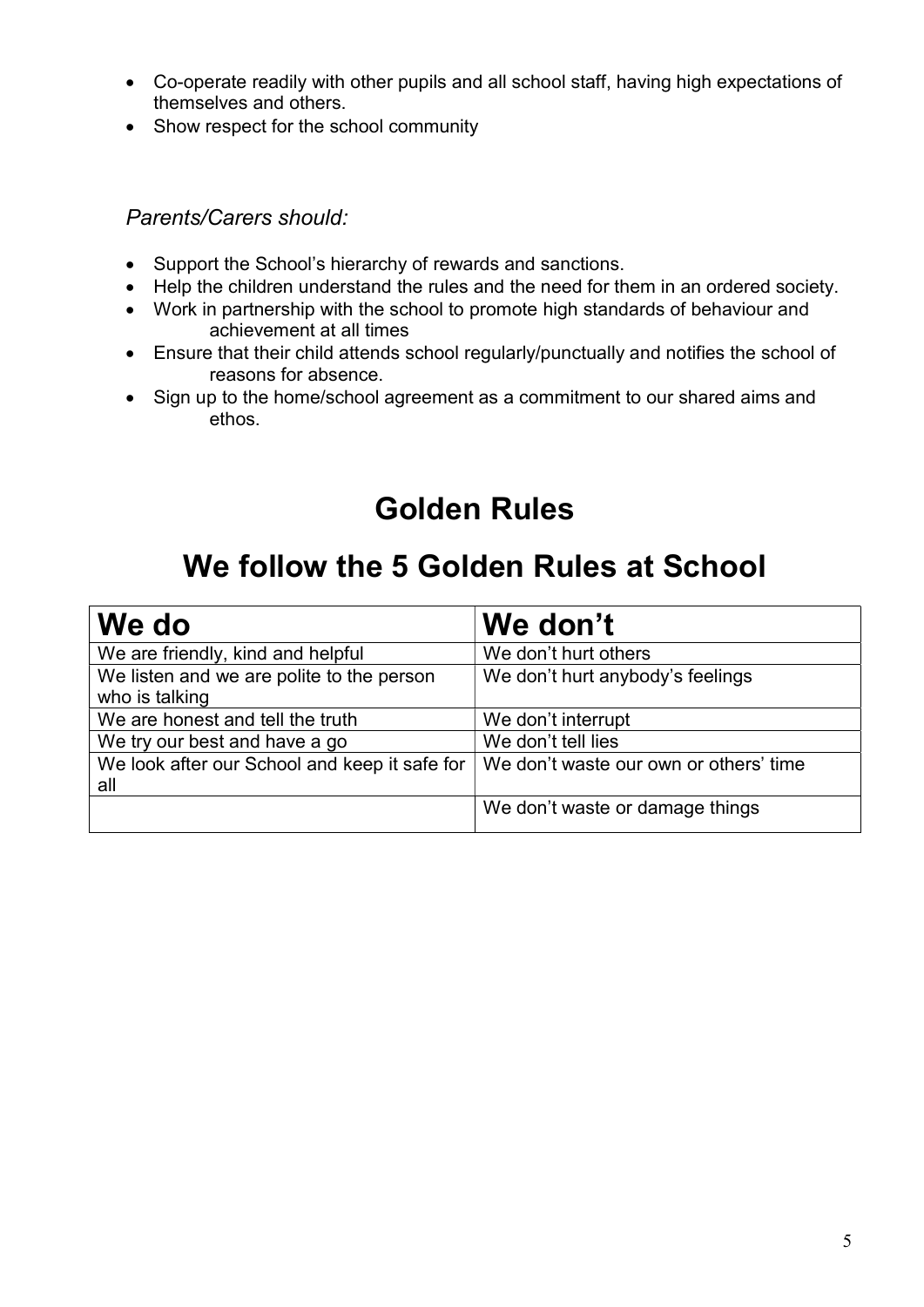- Co-operate readily with other pupils and all school staff, having high expectations of themselves and others.
- Show respect for the school community

*Parents/Carers should:*

- Support the School's hierarchy of rewards and sanctions.
- Help the children understand the rules and the need for them in an ordered society.
- Work in partnership with the school to promote high standards of behaviour and achievement at all times
- Ensure that their child attends school regularly/punctually and notifies the school of reasons for absence.
- Sign up to the home/school agreement as a commitment to our shared aims and ethos.

# Golden Rules

# We follow the 5 Golden Rules at School

| **We do** | **We don't** |
|---|---|
| We are friendly, kind and helpful | We don't hurt others |
| We listen and we are polite to the person who is talking | We don't hurt anybody's feelings |
| We are honest and tell the truth | We don't interrupt |
| We try our best and have a go | We don't tell lies |
| We look after our School and keep it safe for all | We don't waste our own or others' time |
| | We don't waste or damage things |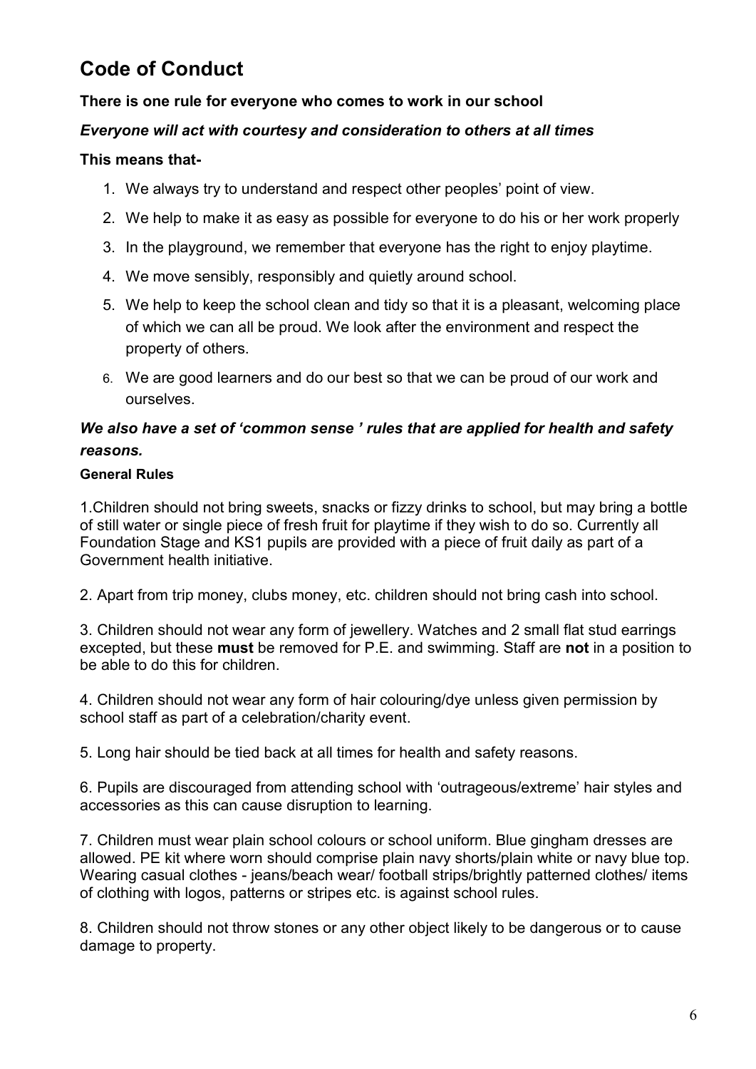# Code of Conduct

**There is one rule for everyone who comes to work in our school**

***Everyone will act with courtesy and consideration to others at all times***

**This means that-**

1. We always try to understand and respect other peoples' point of view.
2. We help to make it as easy as possible for everyone to do his or her work properly
3. In the playground, we remember that everyone has the right to enjoy playtime.
4. We move sensibly, responsibly and quietly around school.
5. We help to keep the school clean and tidy so that it is a pleasant, welcoming place of which we can all be proud. We look after the environment and respect the property of others.
6. We are good learners and do our best so that we can be proud of our work and ourselves.

***We also have a set of 'common sense ' rules that are applied for health and safety reasons.***

**General Rules**

1.Children should not bring sweets, snacks or fizzy drinks to school, but may bring a bottle of still water or single piece of fresh fruit for playtime if they wish to do so. Currently all Foundation Stage and KS1 pupils are provided with a piece of fruit daily as part of a Government health initiative.

2. Apart from trip money, clubs money, etc. children should not bring cash into school.

3. Children should not wear any form of jewellery. Watches and 2 small flat stud earrings excepted, but these **must** be removed for P.E. and swimming. Staff are **not** in a position to be able to do this for children.

4. Children should not wear any form of hair colouring/dye unless given permission by school staff as part of a celebration/charity event.

5. Long hair should be tied back at all times for health and safety reasons.

6. Pupils are discouraged from attending school with 'outrageous/extreme' hair styles and accessories as this can cause disruption to learning.

7. Children must wear plain school colours or school uniform. Blue gingham dresses are allowed. PE kit where worn should comprise plain navy shorts/plain white or navy blue top. Wearing casual clothes - jeans/beach wear/ football strips/brightly patterned clothes/ items of clothing with logos, patterns or stripes etc. is against school rules.

8. Children should not throw stones or any other object likely to be dangerous or to cause damage to property.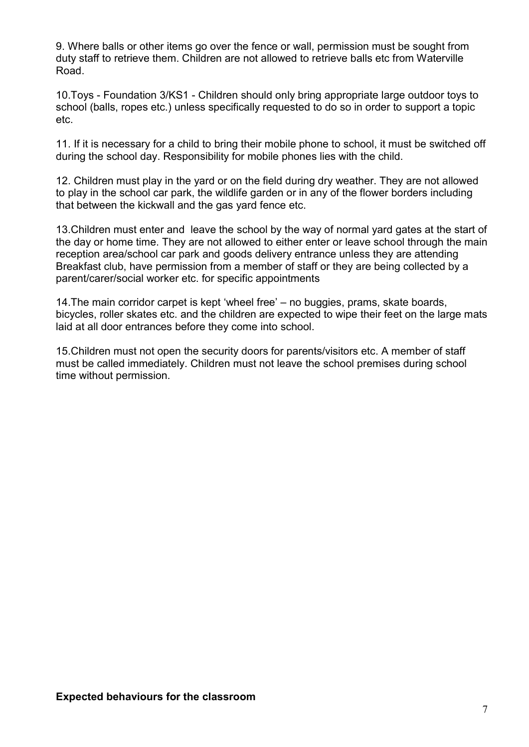9. Where balls or other items go over the fence or wall, permission must be sought from duty staff to retrieve them. Children are not allowed to retrieve balls etc from Waterville Road.

10.Toys - Foundation 3/KS1 - Children should only bring appropriate large outdoor toys to school (balls, ropes etc.) unless specifically requested to do so in order to support a topic etc.

11. If it is necessary for a child to bring their mobile phone to school, it must be switched off during the school day. Responsibility for mobile phones lies with the child.

12. Children must play in the yard or on the field during dry weather. They are not allowed to play in the school car park, the wildlife garden or in any of the flower borders including that between the kickwall and the gas yard fence etc.

13.Children must enter and leave the school by the way of normal yard gates at the start of the day or home time. They are not allowed to either enter or leave school through the main reception area/school car park and goods delivery entrance unless they are attending Breakfast club, have permission from a member of staff or they are being collected by a parent/carer/social worker etc. for specific appointments

14.The main corridor carpet is kept 'wheel free' – no buggies, prams, skate boards, bicycles, roller skates etc. and the children are expected to wipe their feet on the large mats laid at all door entrances before they come into school.

15.Children must not open the security doors for parents/visitors etc. A member of staff must be called immediately. Children must not leave the school premises during school time without permission.

**Expected behaviours for the classroom**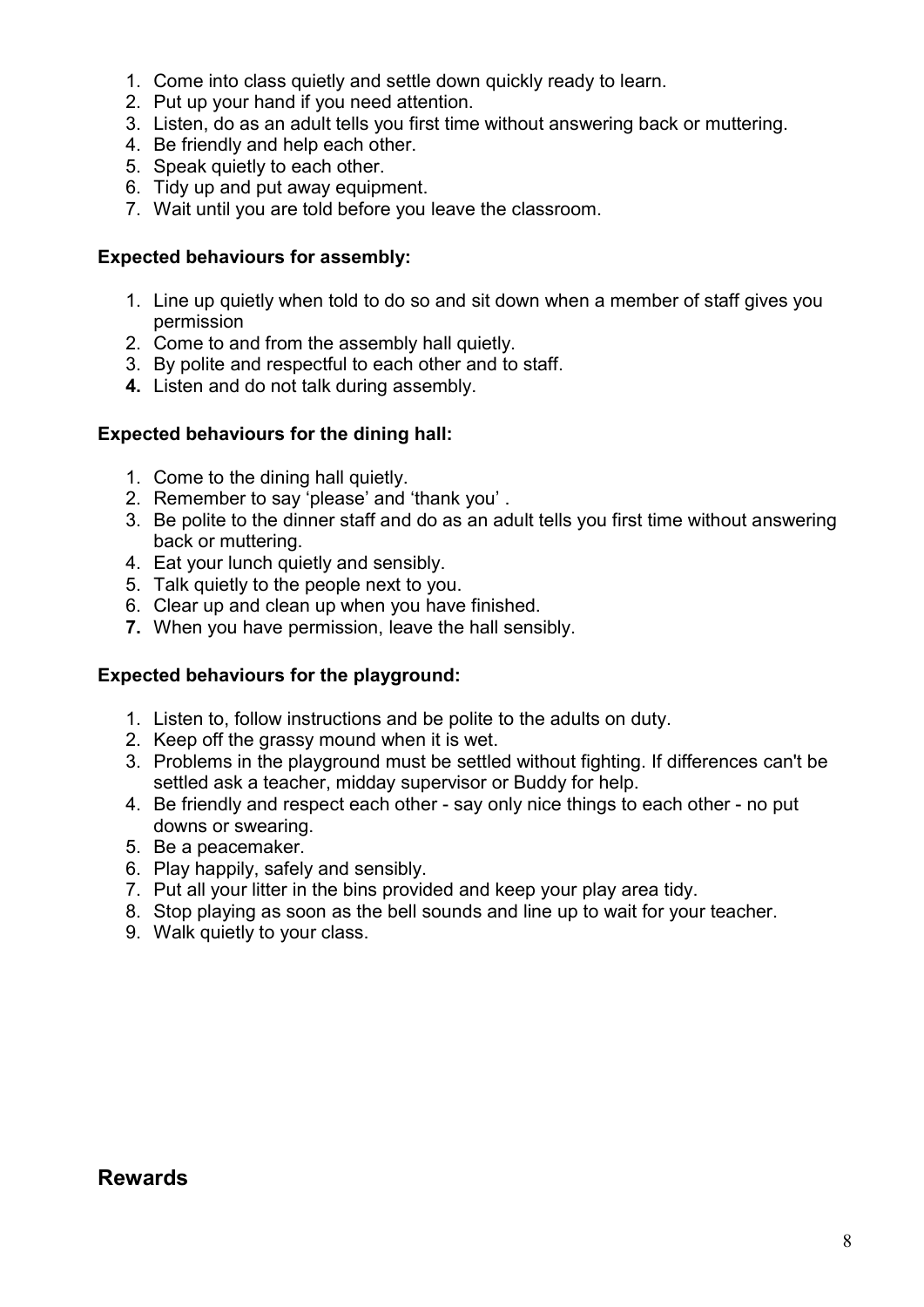1. Come into class quietly and settle down quickly ready to learn.
2. Put up your hand if you need attention.
3. Listen, do as an adult tells you first time without answering back or muttering.
4. Be friendly and help each other.
5. Speak quietly to each other.
6. Tidy up and put away equipment.
7. Wait until you are told before you leave the classroom.

**Expected behaviours for assembly:**

1. Line up quietly when told to do so and sit down when a member of staff gives you permission
2. Come to and from the assembly hall quietly.
3. By polite and respectful to each other and to staff.
4. Listen and do not talk during assembly.

**Expected behaviours for the dining hall:**

1. Come to the dining hall quietly.
2. Remember to say 'please' and 'thank you' .
3. Be polite to the dinner staff and do as an adult tells you first time without answering back or muttering.
4. Eat your lunch quietly and sensibly.
5. Talk quietly to the people next to you.
6. Clear up and clean up when you have finished.
7. When you have permission, leave the hall sensibly.

**Expected behaviours for the playground:**

1. Listen to, follow instructions and be polite to the adults on duty.
2. Keep off the grassy mound when it is wet.
3. Problems in the playground must be settled without fighting. If differences can't be settled ask a teacher, midday supervisor or Buddy for help.
4. Be friendly and respect each other - say only nice things to each other - no put downs or swearing.
5. Be a peacemaker.
6. Play happily, safely and sensibly.
7. Put all your litter in the bins provided and keep your play area tidy.
8. Stop playing as soon as the bell sounds and line up to wait for your teacher.
9. Walk quietly to your class.

## Rewards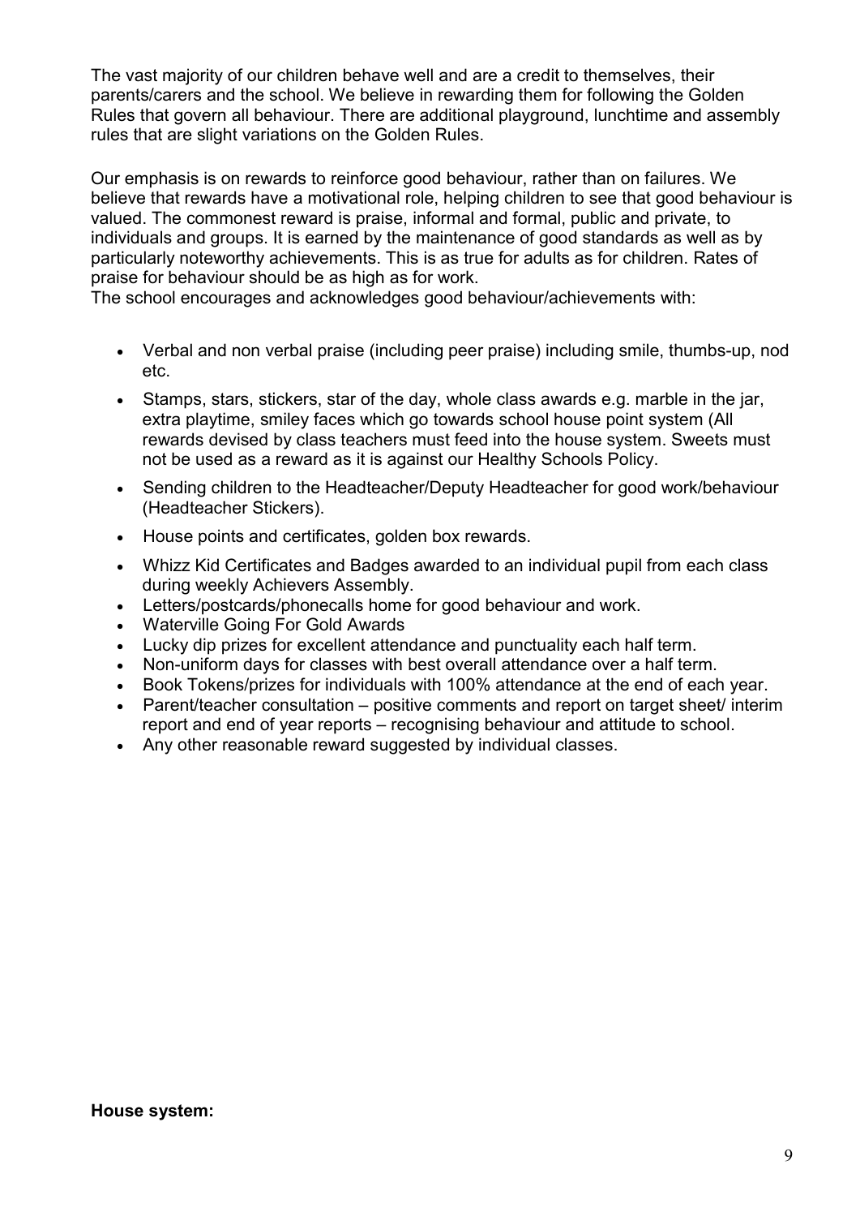The vast majority of our children behave well and are a credit to themselves, their parents/carers and the school. We believe in rewarding them for following the Golden Rules that govern all behaviour. There are additional playground, lunchtime and assembly rules that are slight variations on the Golden Rules.

Our emphasis is on rewards to reinforce good behaviour, rather than on failures. We believe that rewards have a motivational role, helping children to see that good behaviour is valued. The commonest reward is praise, informal and formal, public and private, to individuals and groups. It is earned by the maintenance of good standards as well as by particularly noteworthy achievements. This is as true for adults as for children. Rates of praise for behaviour should be as high as for work.
The school encourages and acknowledges good behaviour/achievements with:

- Verbal and non verbal praise (including peer praise) including smile, thumbs-up, nod etc.
- Stamps, stars, stickers, star of the day, whole class awards e.g. marble in the jar, extra playtime, smiley faces which go towards school house point system (All rewards devised by class teachers must feed into the house system. Sweets must not be used as a reward as it is against our Healthy Schools Policy.
- Sending children to the Headteacher/Deputy Headteacher for good work/behaviour (Headteacher Stickers).
- House points and certificates, golden box rewards.
- Whizz Kid Certificates and Badges awarded to an individual pupil from each class during weekly Achievers Assembly.
- Letters/postcards/phonecalls home for good behaviour and work.
- Waterville Going For Gold Awards
- Lucky dip prizes for excellent attendance and punctuality each half term.
- Non-uniform days for classes with best overall attendance over a half term.
- Book Tokens/prizes for individuals with 100% attendance at the end of each year.
- Parent/teacher consultation – positive comments and report on target sheet/ interim report and end of year reports – recognising behaviour and attitude to school.
- Any other reasonable reward suggested by individual classes.

**House system:**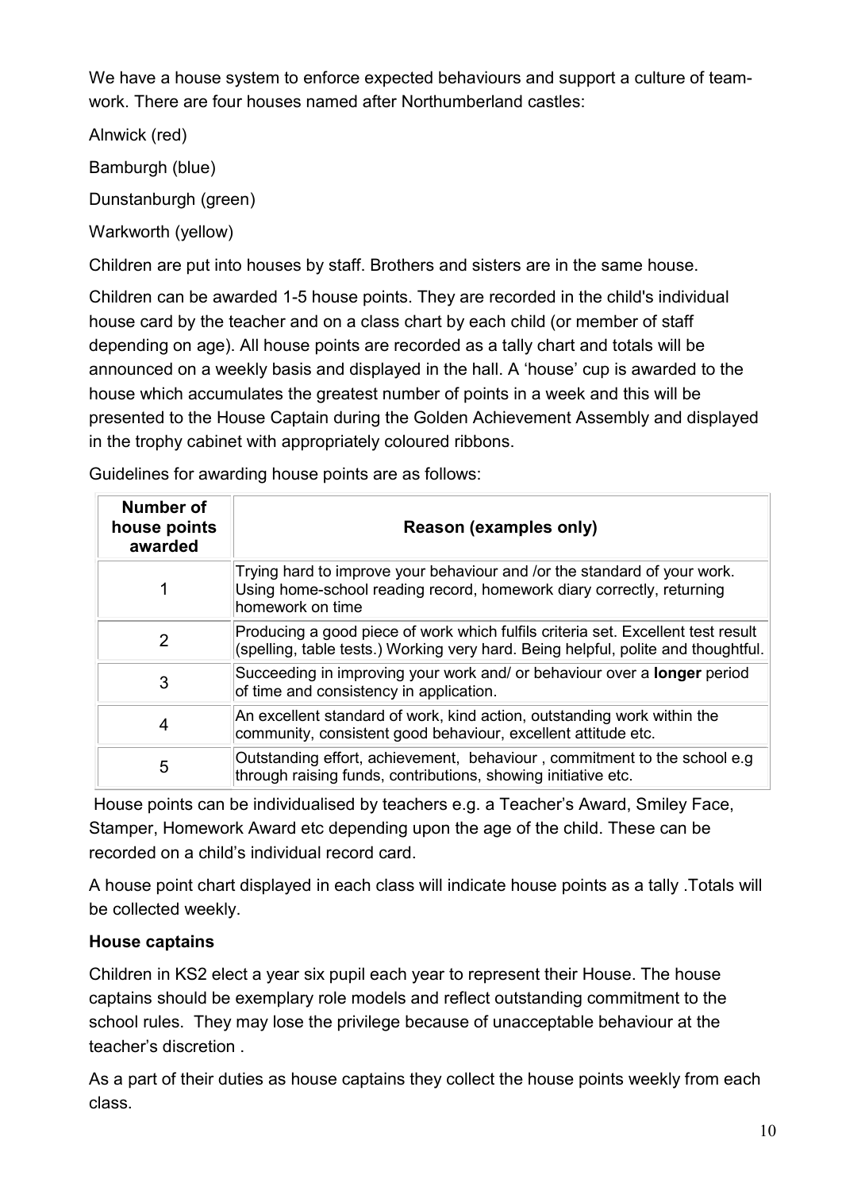We have a house system to enforce expected behaviours and support a culture of team-work. There are four houses named after Northumberland castles:

Alnwick (red)

Bamburgh (blue)

Dunstanburgh (green)

Warkworth (yellow)

Children are put into houses by staff. Brothers and sisters are in the same house.

Children can be awarded 1-5 house points. They are recorded in the child's individual house card by the teacher and on a class chart by each child (or member of staff depending on age). All house points are recorded as a tally chart and totals will be announced on a weekly basis and displayed in the hall. A 'house' cup is awarded to the house which accumulates the greatest number of points in a week and this will be presented to the House Captain during the Golden Achievement Assembly and displayed in the trophy cabinet with appropriately coloured ribbons.

Guidelines for awarding house points are as follows:

| Number of house points awarded | Reason (examples only) |
|---|---|
| 1 | Trying hard to improve your behaviour and /or the standard of your work. Using home-school reading record, homework diary correctly, returning homework on time |
| 2 | Producing a good piece of work which fulfils criteria set. Excellent test result (spelling, table tests.) Working very hard. Being helpful, polite and thoughtful. |
| 3 | Succeeding in improving your work and/ or behaviour over a **longer** period of time and consistency in application. |
| 4 | An excellent standard of work, kind action, outstanding work within the community, consistent good behaviour, excellent attitude etc. |
| 5 | Outstanding effort, achievement, behaviour , commitment to the school e.g through raising funds, contributions, showing initiative etc. |

House points can be individualised by teachers e.g. a Teacher's Award, Smiley Face, Stamper, Homework Award etc depending upon the age of the child. These can be recorded on a child's individual record card.

A house point chart displayed in each class will indicate house points as a tally .Totals will be collected weekly.

**House captains**

Children in KS2 elect a year six pupil each year to represent their House. The house captains should be exemplary role models and reflect outstanding commitment to the school rules. They may lose the privilege because of unacceptable behaviour at the teacher's discretion .

As a part of their duties as house captains they collect the house points weekly from each class.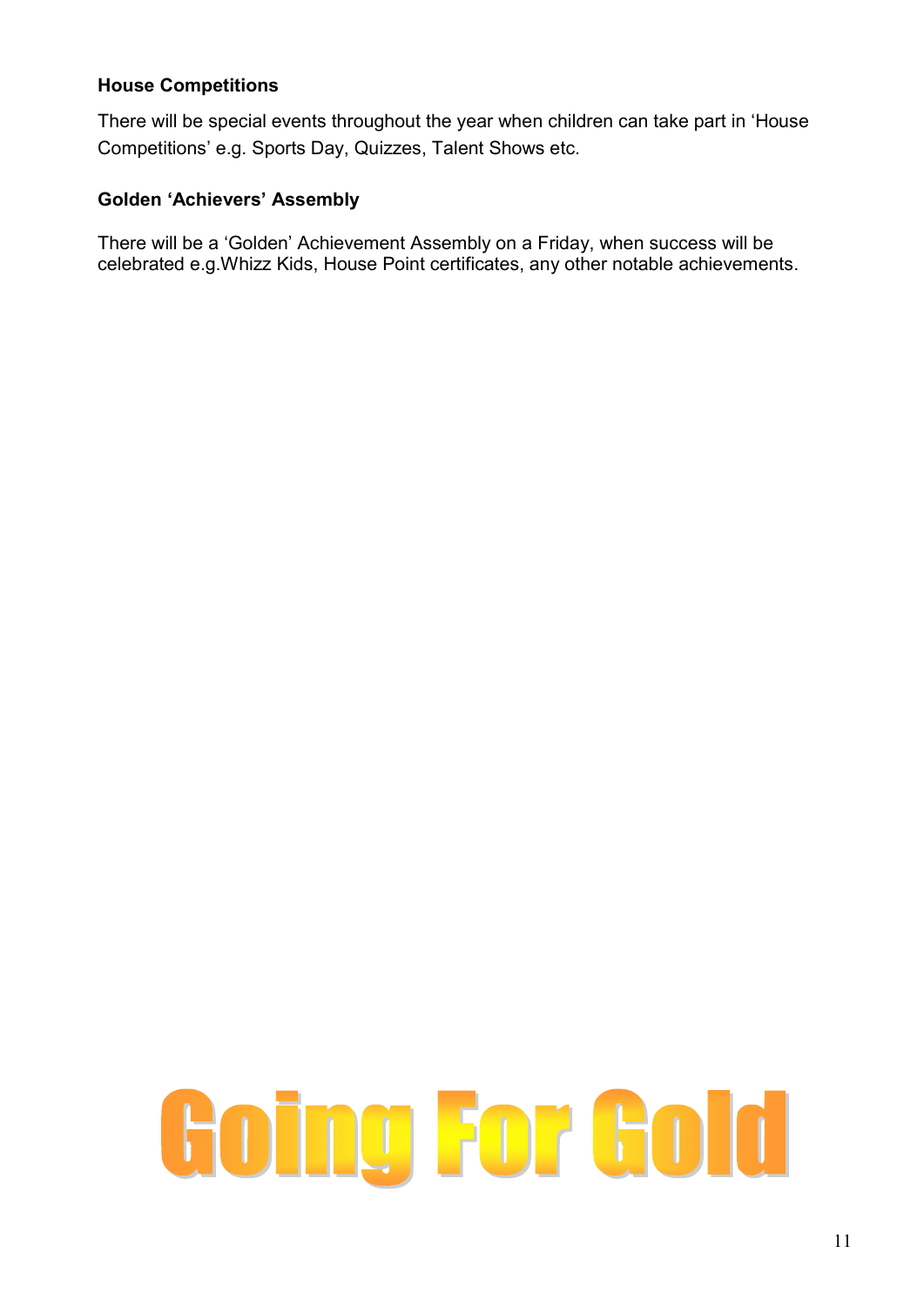**House Competitions**

There will be special events throughout the year when children can take part in 'House Competitions' e.g. Sports Day, Quizzes, Talent Shows etc.

**Golden 'Achievers' Assembly**

There will be a 'Golden' Achievement Assembly on a Friday, when success will be celebrated e.g.Whizz Kids, House Point certificates, any other notable achievements.

Going For Gold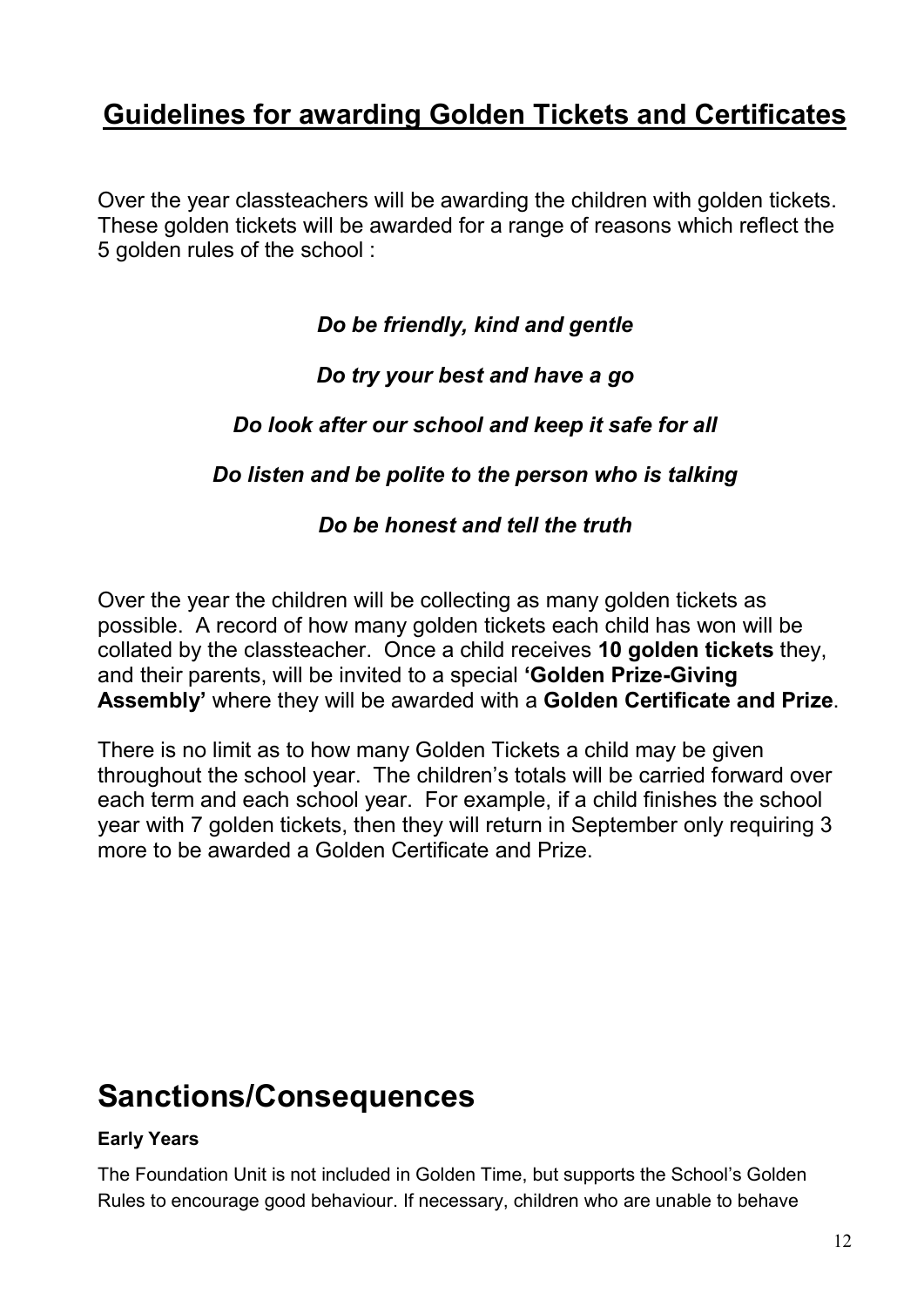## Guidelines for awarding Golden Tickets and Certificates

Over the year classteachers will be awarding the children with golden tickets. These golden tickets will be awarded for a range of reasons which reflect the 5 golden rules of the school :

***Do be friendly, kind and gentle***

***Do try your best and have a go***

***Do look after our school and keep it safe for all***

***Do listen and be polite to the person who is talking***

***Do be honest and tell the truth***

Over the year the children will be collecting as many golden tickets as possible. A record of how many golden tickets each child has won will be collated by the classteacher. Once a child receives **10 golden tickets** they, and their parents, will be invited to a special **'Golden Prize-Giving Assembly'** where they will be awarded with a **Golden Certificate and Prize**.

There is no limit as to how many Golden Tickets a child may be given throughout the school year. The children's totals will be carried forward over each term and each school year. For example, if a child finishes the school year with 7 golden tickets, then they will return in September only requiring 3 more to be awarded a Golden Certificate and Prize.

# Sanctions/Consequences

**Early Years**

The Foundation Unit is not included in Golden Time, but supports the School's Golden Rules to encourage good behaviour. If necessary, children who are unable to behave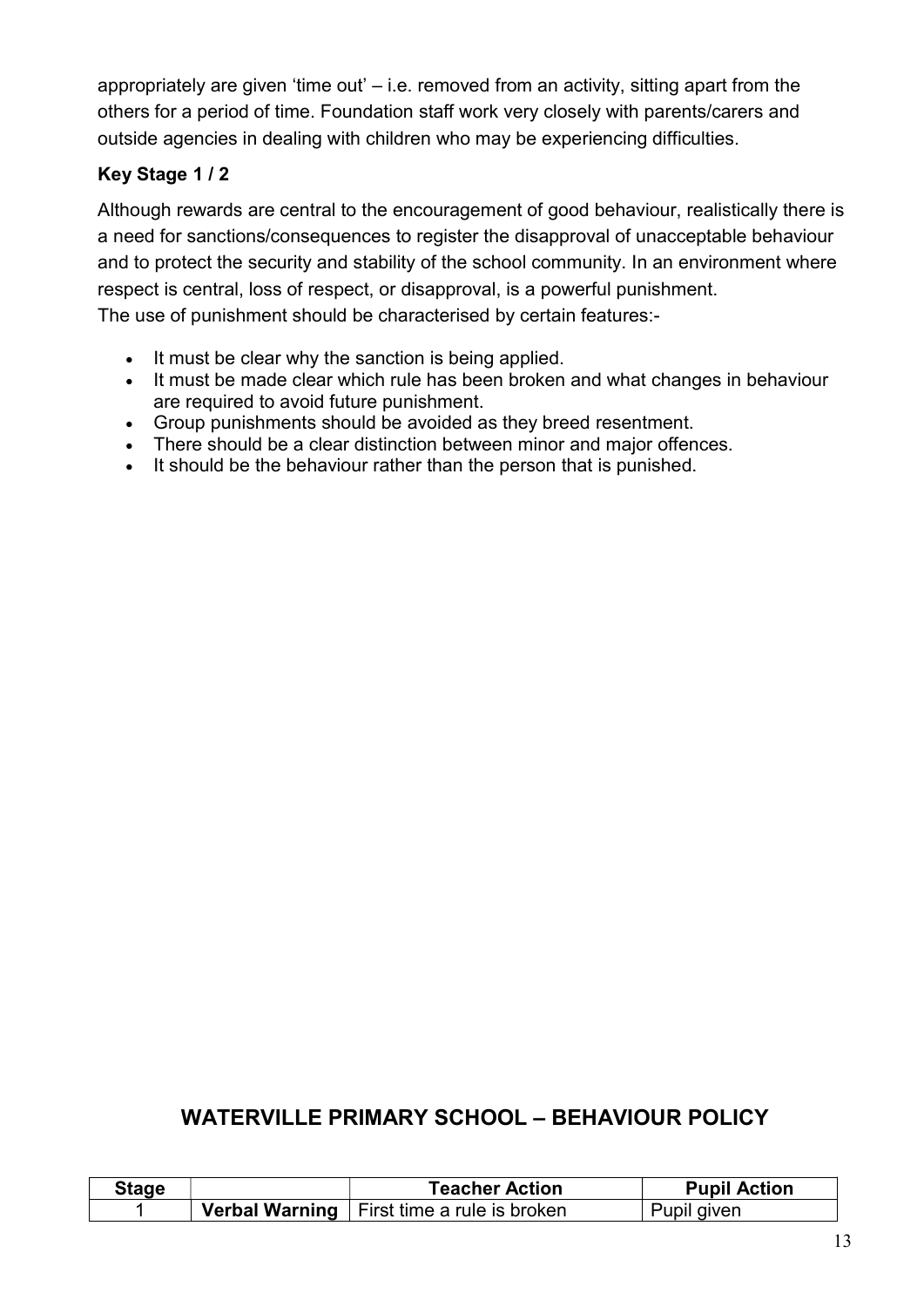appropriately are given 'time out' – i.e. removed from an activity, sitting apart from the others for a period of time. Foundation staff work very closely with parents/carers and outside agencies in dealing with children who may be experiencing difficulties.

### Key Stage 1 / 2

Although rewards are central to the encouragement of good behaviour, realistically there is a need for sanctions/consequences to register the disapproval of unacceptable behaviour and to protect the security and stability of the school community. In an environment where respect is central, loss of respect, or disapproval, is a powerful punishment.
The use of punishment should be characterised by certain features:-

- It must be clear why the sanction is being applied.
- It must be made clear which rule has been broken and what changes in behaviour are required to avoid future punishment.
- Group punishments should be avoided as they breed resentment.
- There should be a clear distinction between minor and major offences.
- It should be the behaviour rather than the person that is punished.

## WATERVILLE PRIMARY SCHOOL – BEHAVIOUR POLICY

| Stage | | Teacher Action | Pupil Action |
|---|---|---|---|
| 1 | **Verbal Warning** | First time a rule is broken | Pupil given |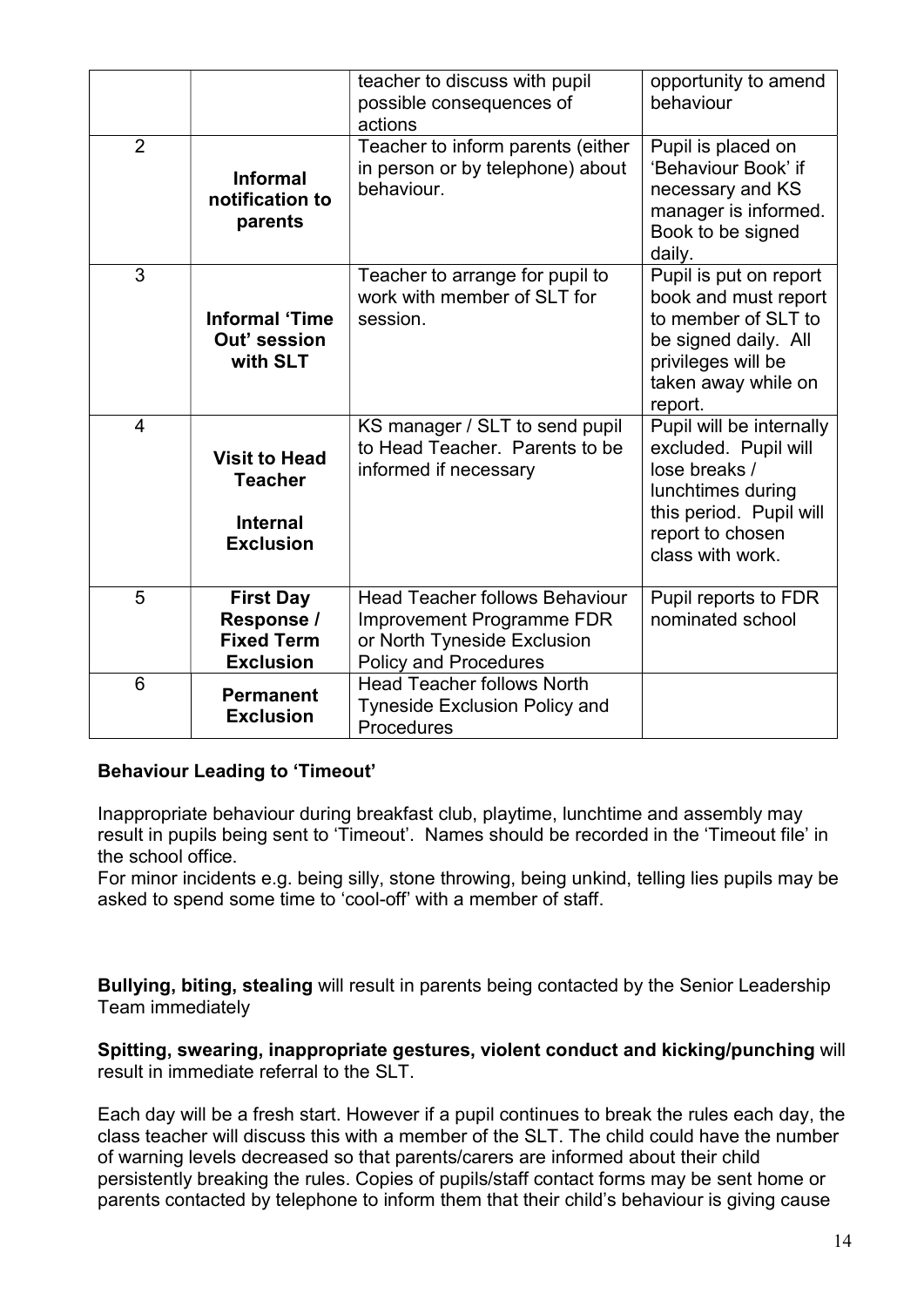| | | teacher to discuss with pupil possible consequences of actions | opportunity to amend behaviour |
|---|---|---|---|
| 2 | **Informal notification to parents** | Teacher to inform parents (either in person or by telephone) about behaviour. | Pupil is placed on 'Behaviour Book' if necessary and KS manager is informed. Book to be signed daily. |
| 3 | **Informal 'Time Out' session with SLT** | Teacher to arrange for pupil to work with member of SLT for session. | Pupil is put on report book and must report to member of SLT to be signed daily. All privileges will be taken away while on report. |
| 4 | **Visit to Head Teacher**<br><br>**Internal Exclusion** | KS manager / SLT to send pupil to Head Teacher. Parents to be informed if necessary | Pupil will be internally excluded. Pupil will lose breaks / lunchtimes during this period. Pupil will report to chosen class with work. |
| 5 | **First Day Response / Fixed Term Exclusion** | Head Teacher follows Behaviour Improvement Programme FDR or North Tyneside Exclusion Policy and Procedures | Pupil reports to FDR nominated school |
| 6 | **Permanent Exclusion** | Head Teacher follows North Tyneside Exclusion Policy and Procedures | |

**Behaviour Leading to 'Timeout'**

Inappropriate behaviour during breakfast club, playtime, lunchtime and assembly may result in pupils being sent to 'Timeout'. Names should be recorded in the 'Timeout file' in the school office.
For minor incidents e.g. being silly, stone throwing, being unkind, telling lies pupils may be asked to spend some time to 'cool-off' with a member of staff.

**Bullying, biting, stealing** will result in parents being contacted by the Senior Leadership Team immediately

**Spitting, swearing, inappropriate gestures, violent conduct and kicking/punching** will result in immediate referral to the SLT.

Each day will be a fresh start. However if a pupil continues to break the rules each day, the class teacher will discuss this with a member of the SLT. The child could have the number of warning levels decreased so that parents/carers are informed about their child persistently breaking the rules. Copies of pupils/staff contact forms may be sent home or parents contacted by telephone to inform them that their child's behaviour is giving cause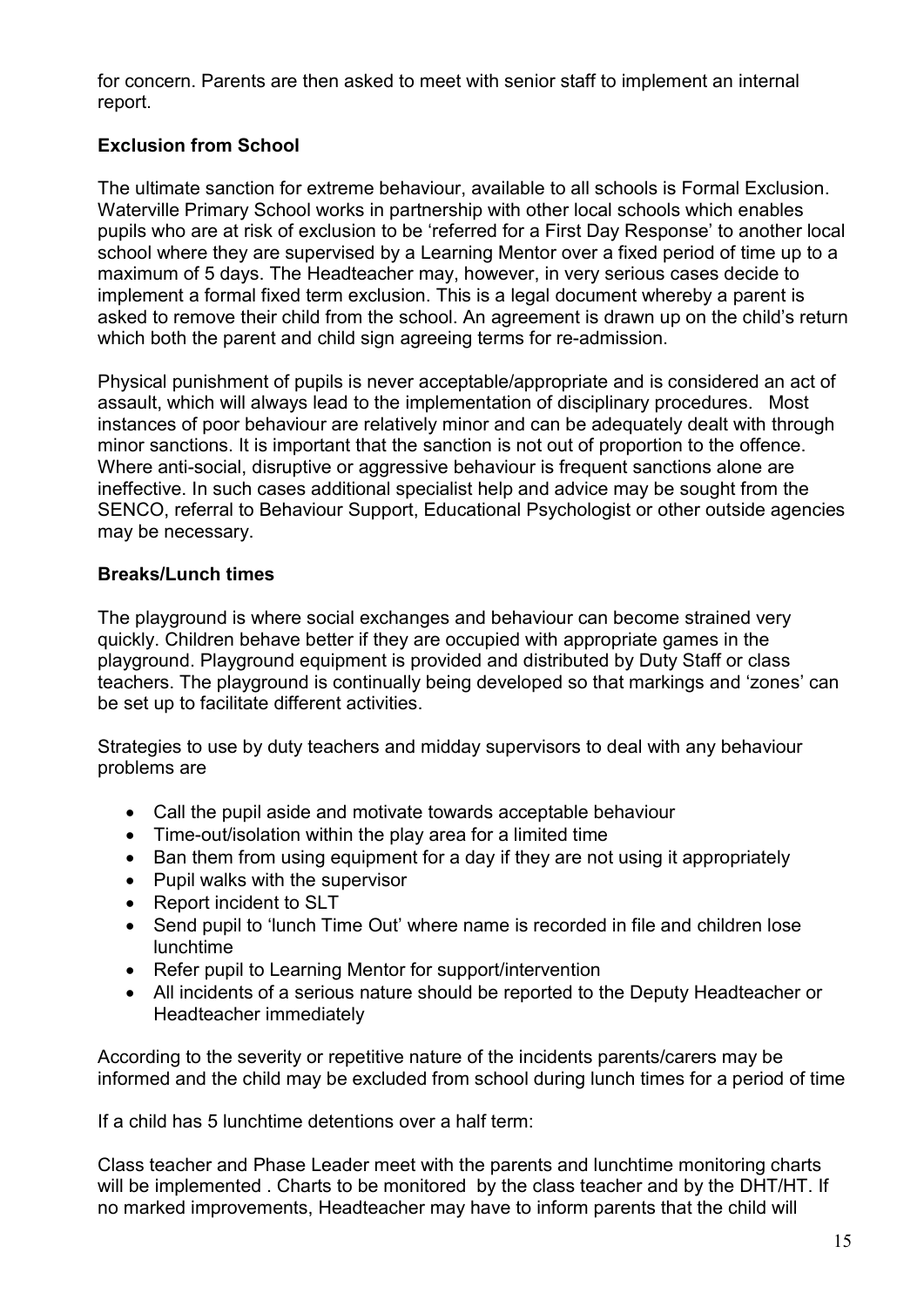for concern. Parents are then asked to meet with senior staff to implement an internal report.

### Exclusion from School

The ultimate sanction for extreme behaviour, available to all schools is Formal Exclusion. Waterville Primary School works in partnership with other local schools which enables pupils who are at risk of exclusion to be 'referred for a First Day Response' to another local school where they are supervised by a Learning Mentor over a fixed period of time up to a maximum of 5 days. The Headteacher may, however, in very serious cases decide to implement a formal fixed term exclusion. This is a legal document whereby a parent is asked to remove their child from the school. An agreement is drawn up on the child's return which both the parent and child sign agreeing terms for re-admission.

Physical punishment of pupils is never acceptable/appropriate and is considered an act of assault, which will always lead to the implementation of disciplinary procedures. Most instances of poor behaviour are relatively minor and can be adequately dealt with through minor sanctions. It is important that the sanction is not out of proportion to the offence. Where anti-social, disruptive or aggressive behaviour is frequent sanctions alone are ineffective. In such cases additional specialist help and advice may be sought from the SENCO, referral to Behaviour Support, Educational Psychologist or other outside agencies may be necessary.

### Breaks/Lunch times

The playground is where social exchanges and behaviour can become strained very quickly. Children behave better if they are occupied with appropriate games in the playground. Playground equipment is provided and distributed by Duty Staff or class teachers. The playground is continually being developed so that markings and 'zones' can be set up to facilitate different activities.

Strategies to use by duty teachers and midday supervisors to deal with any behaviour problems are

- Call the pupil aside and motivate towards acceptable behaviour
- Time-out/isolation within the play area for a limited time
- Ban them from using equipment for a day if they are not using it appropriately
- Pupil walks with the supervisor
- Report incident to SLT
- Send pupil to 'lunch Time Out' where name is recorded in file and children lose lunchtime
- Refer pupil to Learning Mentor for support/intervention
- All incidents of a serious nature should be reported to the Deputy Headteacher or Headteacher immediately

According to the severity or repetitive nature of the incidents parents/carers may be informed and the child may be excluded from school during lunch times for a period of time

If a child has 5 lunchtime detentions over a half term:

Class teacher and Phase Leader meet with the parents and lunchtime monitoring charts will be implemented . Charts to be monitored by the class teacher and by the DHT/HT. If no marked improvements, Headteacher may have to inform parents that the child will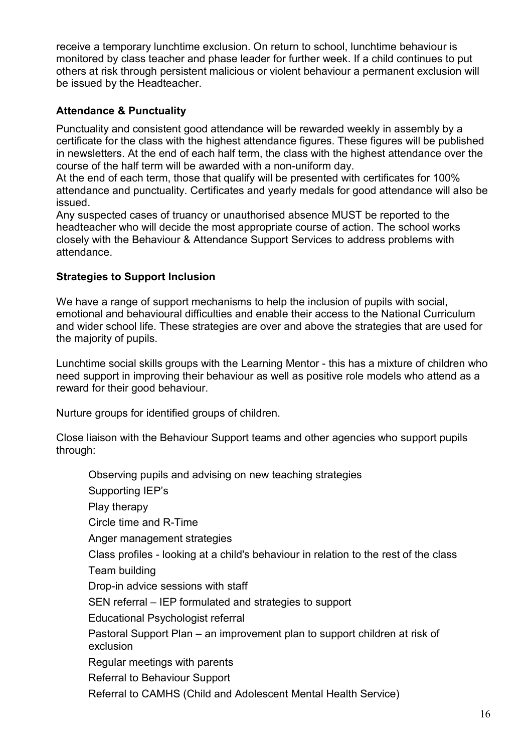receive a temporary lunchtime exclusion. On return to school, lunchtime behaviour is monitored by class teacher and phase leader for further week. If a child continues to put others at risk through persistent malicious or violent behaviour a permanent exclusion will be issued by the Headteacher.

**Attendance & Punctuality**

Punctuality and consistent good attendance will be rewarded weekly in assembly by a certificate for the class with the highest attendance figures. These figures will be published in newsletters. At the end of each half term, the class with the highest attendance over the course of the half term will be awarded with a non-uniform day.

At the end of each term, those that qualify will be presented with certificates for 100% attendance and punctuality. Certificates and yearly medals for good attendance will also be issued.

Any suspected cases of truancy or unauthorised absence MUST be reported to the headteacher who will decide the most appropriate course of action. The school works closely with the Behaviour & Attendance Support Services to address problems with attendance.

**Strategies to Support Inclusion**

We have a range of support mechanisms to help the inclusion of pupils with social, emotional and behavioural difficulties and enable their access to the National Curriculum and wider school life. These strategies are over and above the strategies that are used for the majority of pupils.

Lunchtime social skills groups with the Learning Mentor - this has a mixture of children who need support in improving their behaviour as well as positive role models who attend as a reward for their good behaviour.

Nurture groups for identified groups of children.

Close liaison with the Behaviour Support teams and other agencies who support pupils through:

- Observing pupils and advising on new teaching strategies
- Supporting IEP's
- Play therapy
- Circle time and R-Time
- Anger management strategies
- Class profiles - looking at a child's behaviour in relation to the rest of the class
- Team building
- Drop-in advice sessions with staff
- SEN referral – IEP formulated and strategies to support
- Educational Psychologist referral
- Pastoral Support Plan – an improvement plan to support children at risk of exclusion
- Regular meetings with parents
- Referral to Behaviour Support
- Referral to CAMHS (Child and Adolescent Mental Health Service)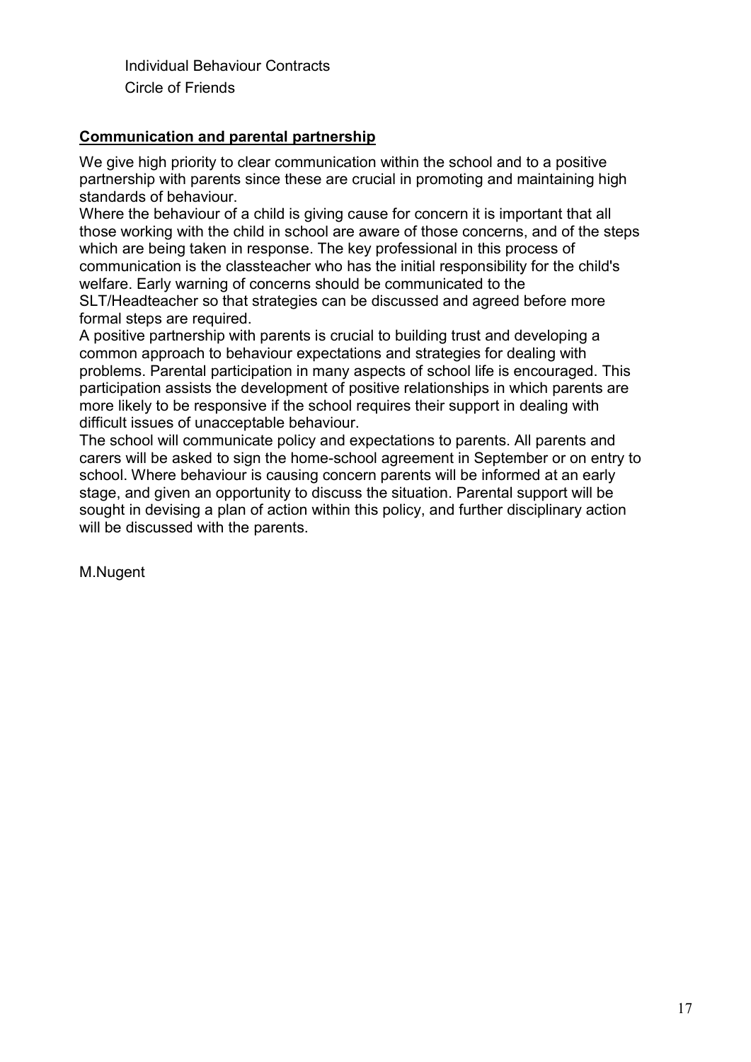Individual Behaviour Contracts
Circle of Friends

## Communication and parental partnership

We give high priority to clear communication within the school and to a positive partnership with parents since these are crucial in promoting and maintaining high standards of behaviour.

Where the behaviour of a child is giving cause for concern it is important that all those working with the child in school are aware of those concerns, and of the steps which are being taken in response. The key professional in this process of communication is the classteacher who has the initial responsibility for the child's welfare. Early warning of concerns should be communicated to the SLT/Headteacher so that strategies can be discussed and agreed before more formal steps are required.

A positive partnership with parents is crucial to building trust and developing a common approach to behaviour expectations and strategies for dealing with problems. Parental participation in many aspects of school life is encouraged. This participation assists the development of positive relationships in which parents are more likely to be responsive if the school requires their support in dealing with difficult issues of unacceptable behaviour.

The school will communicate policy and expectations to parents. All parents and carers will be asked to sign the home-school agreement in September or on entry to school. Where behaviour is causing concern parents will be informed at an early stage, and given an opportunity to discuss the situation. Parental support will be sought in devising a plan of action within this policy, and further disciplinary action will be discussed with the parents.

M.Nugent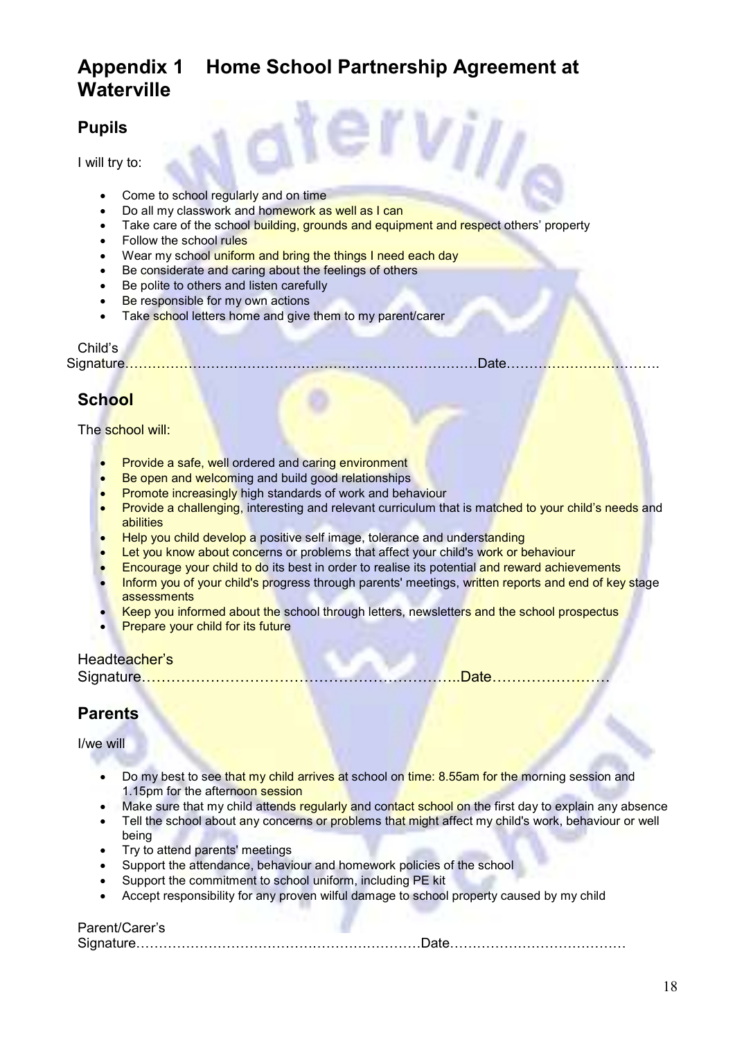# Appendix 1 Home School Partnership Agreement at Waterville

## Pupils

I will try to:

- Come to school regularly and on time
- Do all my classwork and homework as well as I can
- Take care of the school building, grounds and equipment and respect others' property
- Follow the school rules
- Wear my school uniform and bring the things I need each day
- Be considerate and caring about the feelings of others
- Be polite to others and listen carefully
- Be responsible for my own actions
- Take school letters home and give them to my parent/carer

Child's Signature……………………………………………………………………Date…………………………….

## School

The school will:

- Provide a safe, well ordered and caring environment
- Be open and welcoming and build good relationships
- Promote increasingly high standards of work and behaviour
- Provide a challenging, interesting and relevant curriculum that is matched to your child's needs and abilities
- Help you child develop a positive self image, tolerance and understanding
- Let you know about concerns or problems that affect your child's work or behaviour
- Encourage your child to do its best in order to realise its potential and reward achievements
- Inform you of your child's progress through parents' meetings, written reports and end of key stage assessments
- Keep you informed about the school through letters, newsletters and the school prospectus
- Prepare your child for its future

Headteacher's Signature………………………………………………………..Date……………………

## Parents

I/we will

- Do my best to see that my child arrives at school on time: 8.55am for the morning session and 1.15pm for the afternoon session
- Make sure that my child attends regularly and contact school on the first day to explain any absence
- Tell the school about any concerns or problems that might affect my child's work, behaviour or well being
- Try to attend parents' meetings
- Support the attendance, behaviour and homework policies of the school
- Support the commitment to school uniform, including PE kit
- Accept responsibility for any proven wilful damage to school property caused by my child

Parent/Carer's Signature……………………………….…………….………Date…………………….…………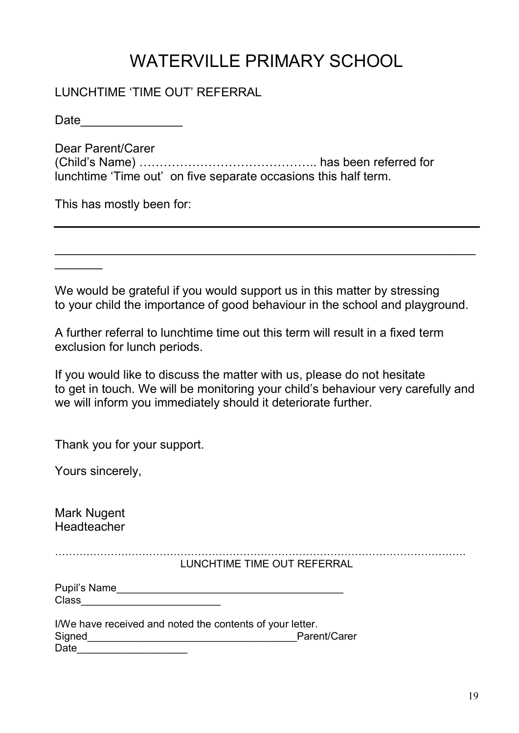# WATERVILLE PRIMARY SCHOOL

LUNCHTIME 'TIME OUT' REFERRAL

Date_______________

Dear Parent/Carer
(Child's Name) …………………………………….. has been referred for lunchtime 'Time out' on five separate occasions this half term.

This has mostly been for:

_______________________________________________________________

_______________________________________________________________
_______

We would be grateful if you would support us in this matter by stressing to your child the importance of good behaviour in the school and playground.

A further referral to lunchtime time out this term will result in a fixed term exclusion for lunch periods.

If you would like to discuss the matter with us, please do not hesitate to get in touch. We will be monitoring your child's behaviour very carefully and we will inform you immediately should it deteriorate further.

Thank you for your support.

Yours sincerely,

Mark Nugent
Headteacher

……………………………………………………………………………………………………….

LUNCHTIME TIME OUT REFERRAL

Pupil's Name______________________________________
Class________________________

I/We have received and noted the contents of your letter.
Signed____________________________________Parent/Carer
Date___________________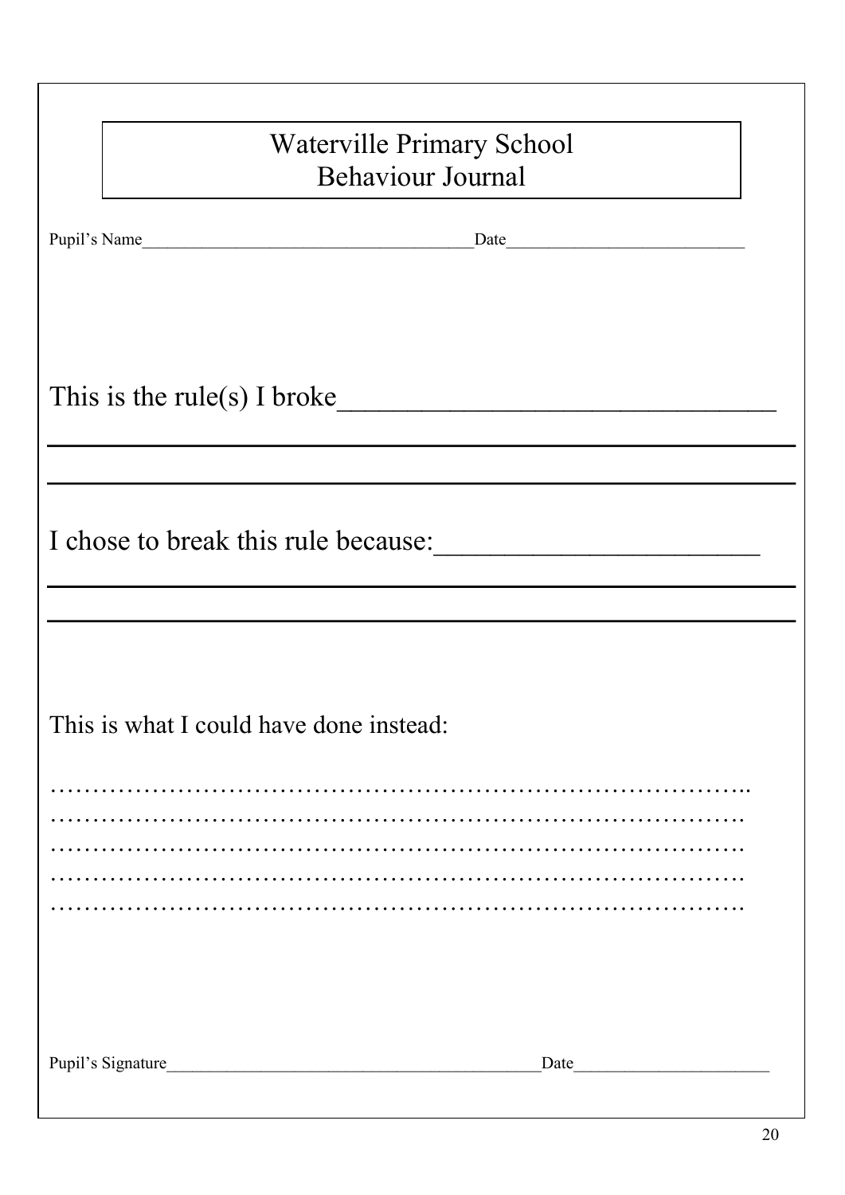# Waterville Primary School
# Behaviour Journal

Pupil's Name_______________________________________Date___________________________

This is the rule(s) I broke______________________________

_____________________________________________________________

_____________________________________________________________

I chose to break this rule because:_______________________

_____________________________________________________________

_____________________________________________________________

This is what I could have done instead:

…………………………………………………………………………..
………………………………………………………………………….
………………………………………………………………………….
………………………………………………………………………….
………………………………………………………………………….

Pupil's Signature___________________________________________Date_____________________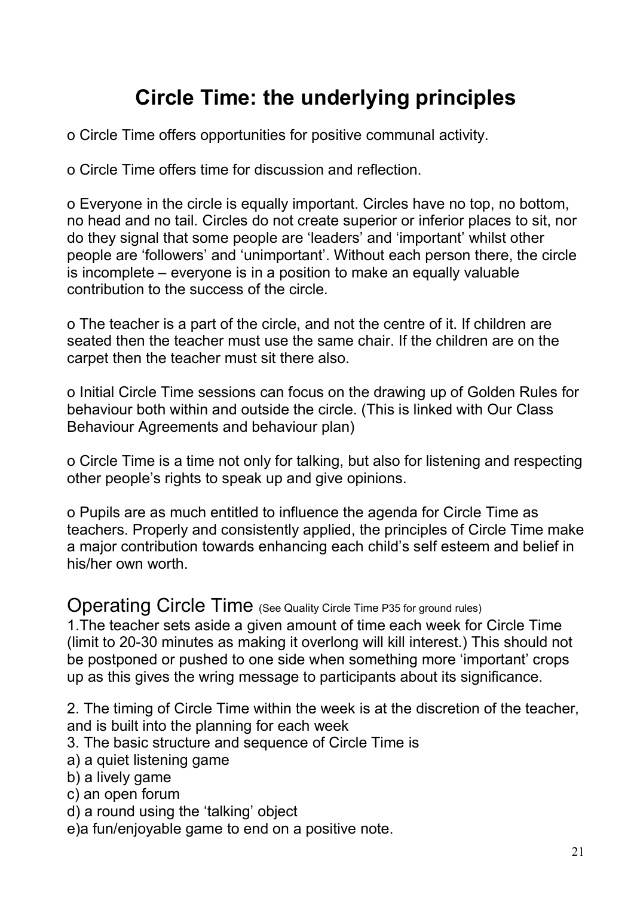# Circle Time: the underlying principles

o Circle Time offers opportunities for positive communal activity.

o Circle Time offers time for discussion and reflection.

o Everyone in the circle is equally important. Circles have no top, no bottom, no head and no tail. Circles do not create superior or inferior places to sit, nor do they signal that some people are 'leaders' and 'important' whilst other people are 'followers' and 'unimportant'. Without each person there, the circle is incomplete – everyone is in a position to make an equally valuable contribution to the success of the circle.

o The teacher is a part of the circle, and not the centre of it. If children are seated then the teacher must use the same chair. If the children are on the carpet then the teacher must sit there also.

o Initial Circle Time sessions can focus on the drawing up of Golden Rules for behaviour both within and outside the circle. (This is linked with Our Class Behaviour Agreements and behaviour plan)

o Circle Time is a time not only for talking, but also for listening and respecting other people's rights to speak up and give opinions.

o Pupils are as much entitled to influence the agenda for Circle Time as teachers. Properly and consistently applied, the principles of Circle Time make a major contribution towards enhancing each child's self esteem and belief in his/her own worth.

## Operating Circle Time (See Quality Circle Time P35 for ground rules)

1.The teacher sets aside a given amount of time each week for Circle Time (limit to 20-30 minutes as making it overlong will kill interest.) This should not be postponed or pushed to one side when something more 'important' crops up as this gives the wring message to participants about its significance.

2. The timing of Circle Time within the week is at the discretion of the teacher, and is built into the planning for each week

3. The basic structure and sequence of Circle Time is

a) a quiet listening game

b) a lively game

c) an open forum

d) a round using the 'talking' object

e)a fun/enjoyable game to end on a positive note.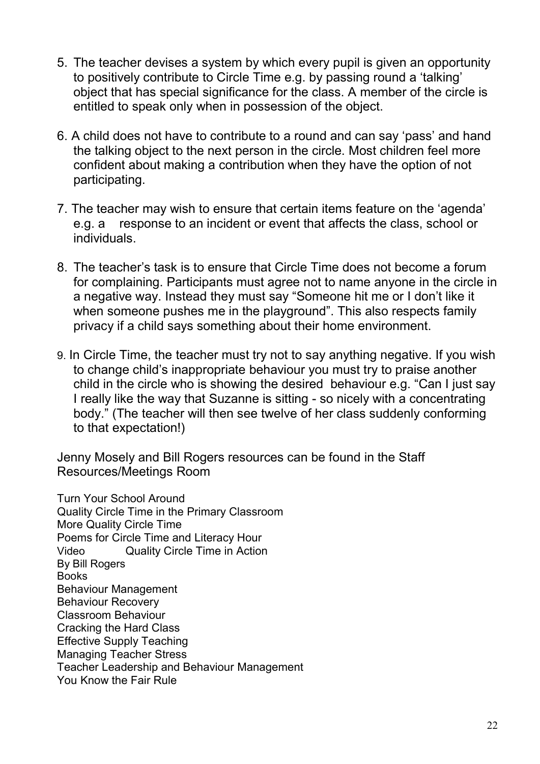5. The teacher devises a system by which every pupil is given an opportunity to positively contribute to Circle Time e.g. by passing round a 'talking' object that has special significance for the class. A member of the circle is entitled to speak only when in possession of the object.

6. A child does not have to contribute to a round and can say 'pass' and hand the talking object to the next person in the circle. Most children feel more confident about making a contribution when they have the option of not participating.

7. The teacher may wish to ensure that certain items feature on the 'agenda' e.g. a response to an incident or event that affects the class, school or individuals.

8. The teacher's task is to ensure that Circle Time does not become a forum for complaining. Participants must agree not to name anyone in the circle in a negative way. Instead they must say "Someone hit me or I don't like it when someone pushes me in the playground". This also respects family privacy if a child says something about their home environment.

9. In Circle Time, the teacher must try not to say anything negative. If you wish to change child's inappropriate behaviour you must try to praise another child in the circle who is showing the desired behaviour e.g. "Can I just say I really like the way that Suzanne is sitting - so nicely with a concentrating body." (The teacher will then see twelve of her class suddenly conforming to that expectation!)

Jenny Mosely and Bill Rogers resources can be found in the Staff Resources/Meetings Room

Turn Your School Around
Quality Circle Time in the Primary Classroom
More Quality Circle Time
Poems for Circle Time and Literacy Hour
Video Quality Circle Time in Action
By Bill Rogers
Books
Behaviour Management
Behaviour Recovery
Classroom Behaviour
Cracking the Hard Class
Effective Supply Teaching
Managing Teacher Stress
Teacher Leadership and Behaviour Management
You Know the Fair Rule